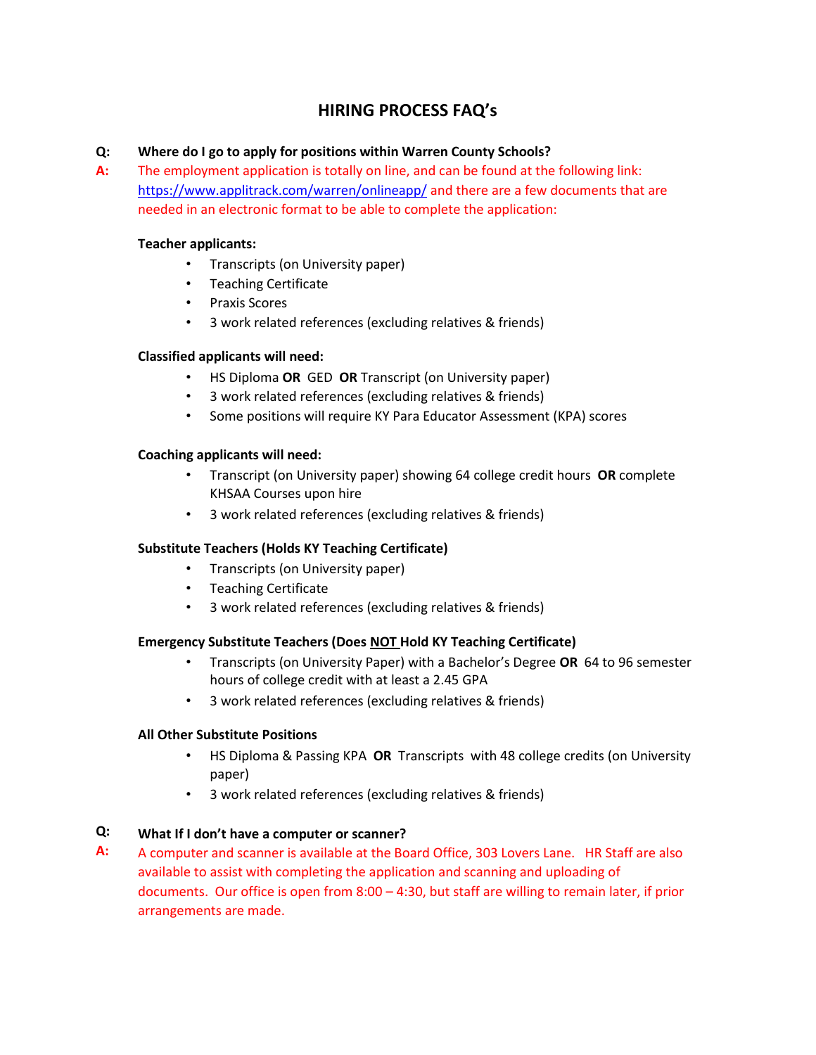# HIRING PROCESS FAQ's

**Q: Where do I go to apply for positions within Warren County Schools?**

**A:** The employment application is totally on line, and can be found at the following link: https://www.applitrack.com/warren/onlineapp/ and there are a few documents that are needed in an electronic format to be able to complete the application:

**Teacher applicants:**

- Transcripts (on University paper)
- Teaching Certificate
- Praxis Scores
- 3 work related references (excluding relatives & friends)

**Classified applicants will need:**

- HS Diploma **OR** GED **OR** Transcript (on University paper)
- 3 work related references (excluding relatives & friends)
- Some positions will require KY Para Educator Assessment (KPA) scores

**Coaching applicants will need:**

- Transcript (on University paper) showing 64 college credit hours **OR** complete KHSAA Courses upon hire
- 3 work related references (excluding relatives & friends)

**Substitute Teachers (Holds KY Teaching Certificate)**

- Transcripts (on University paper)
- Teaching Certificate
- 3 work related references (excluding relatives & friends)

**Emergency Substitute Teachers (Does NOT Hold KY Teaching Certificate)**

- Transcripts (on University Paper) with a Bachelor's Degree **OR** 64 to 96 semester hours of college credit with at least a 2.45 GPA
- 3 work related references (excluding relatives & friends)

**All Other Substitute Positions**

- HS Diploma & Passing KPA **OR** Transcripts with 48 college credits (on University paper)
- 3 work related references (excluding relatives & friends)

**Q: What If I don't have a computer or scanner?**

**A:** A computer and scanner is available at the Board Office, 303 Lovers Lane. HR Staff are also available to assist with completing the application and scanning and uploading of documents. Our office is open from 8:00 – 4:30, but staff are willing to remain later, if prior arrangements are made.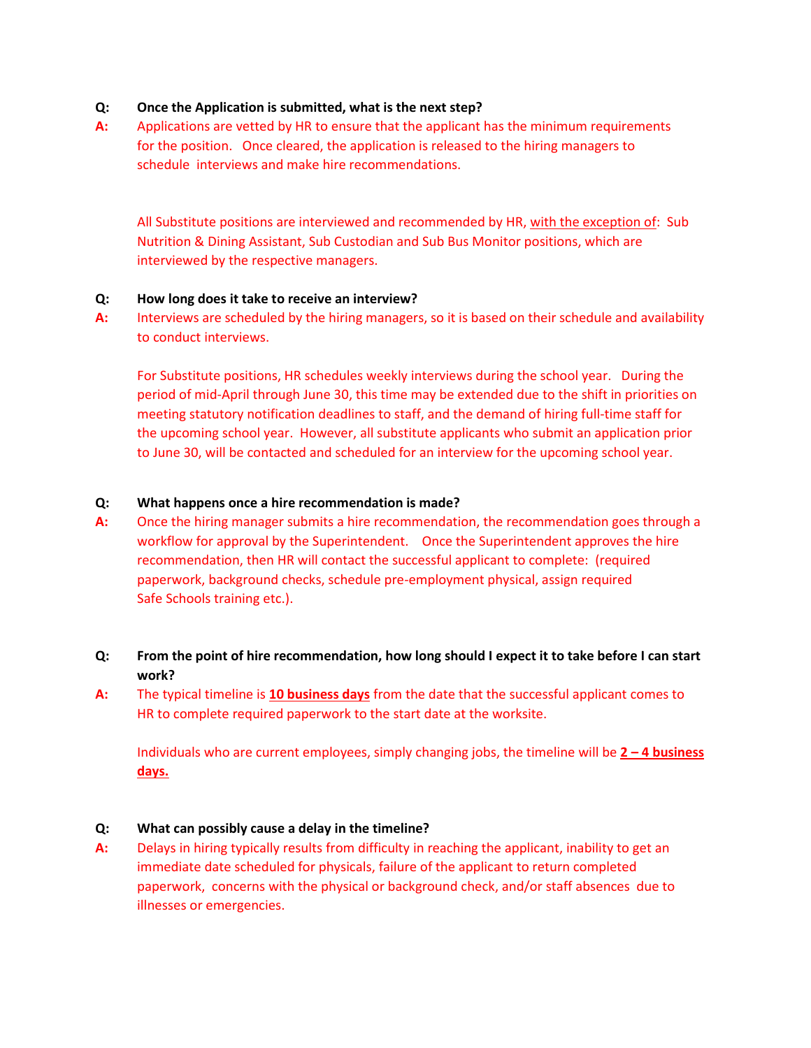**Q: Once the Application is submitted, what is the next step?**

**A:** Applications are vetted by HR to ensure that the applicant has the minimum requirements for the position. Once cleared, the application is released to the hiring managers to schedule interviews and make hire recommendations.

All Substitute positions are interviewed and recommended by HR, <u>with the exception of</u>: Sub Nutrition & Dining Assistant, Sub Custodian and Sub Bus Monitor positions, which are interviewed by the respective managers.

**Q: How long does it take to receive an interview?**

**A:** Interviews are scheduled by the hiring managers, so it is based on their schedule and availability to conduct interviews.

For Substitute positions, HR schedules weekly interviews during the school year. During the period of mid-April through June 30, this time may be extended due to the shift in priorities on meeting statutory notification deadlines to staff, and the demand of hiring full-time staff for the upcoming school year. However, all substitute applicants who submit an application prior to June 30, will be contacted and scheduled for an interview for the upcoming school year.

**Q: What happens once a hire recommendation is made?**

**A:** Once the hiring manager submits a hire recommendation, the recommendation goes through a workflow for approval by the Superintendent. Once the Superintendent approves the hire recommendation, then HR will contact the successful applicant to complete: (required paperwork, background checks, schedule pre-employment physical, assign required Safe Schools training etc.).

**Q: From the point of hire recommendation, how long should I expect it to take before I can start work?**

**A:** The typical timeline is **<u>10 business days</u>** from the date that the successful applicant comes to HR to complete required paperwork to the start date at the worksite.

Individuals who are current employees, simply changing jobs, the timeline will be **<u>2 – 4 business days.</u>**

**Q: What can possibly cause a delay in the timeline?**

**A:** Delays in hiring typically results from difficulty in reaching the applicant, inability to get an immediate date scheduled for physicals, failure of the applicant to return completed paperwork, concerns with the physical or background check, and/or staff absences due to illnesses or emergencies.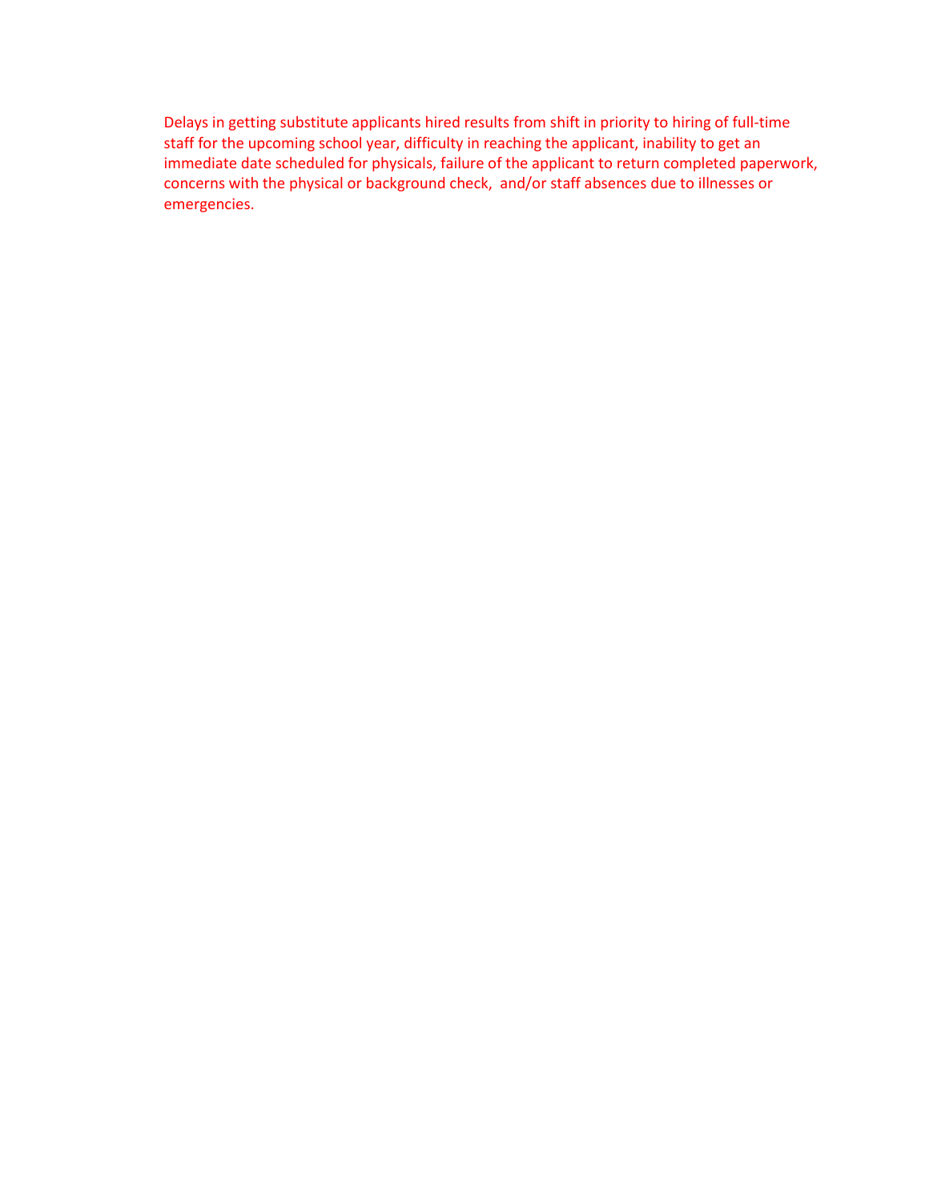Delays in getting substitute applicants hired results from shift in priority to hiring of full-time staff for the upcoming school year, difficulty in reaching the applicant, inability to get an immediate date scheduled for physicals, failure of the applicant to return completed paperwork, concerns with the physical or background check, and/or staff absences due to illnesses or emergencies.